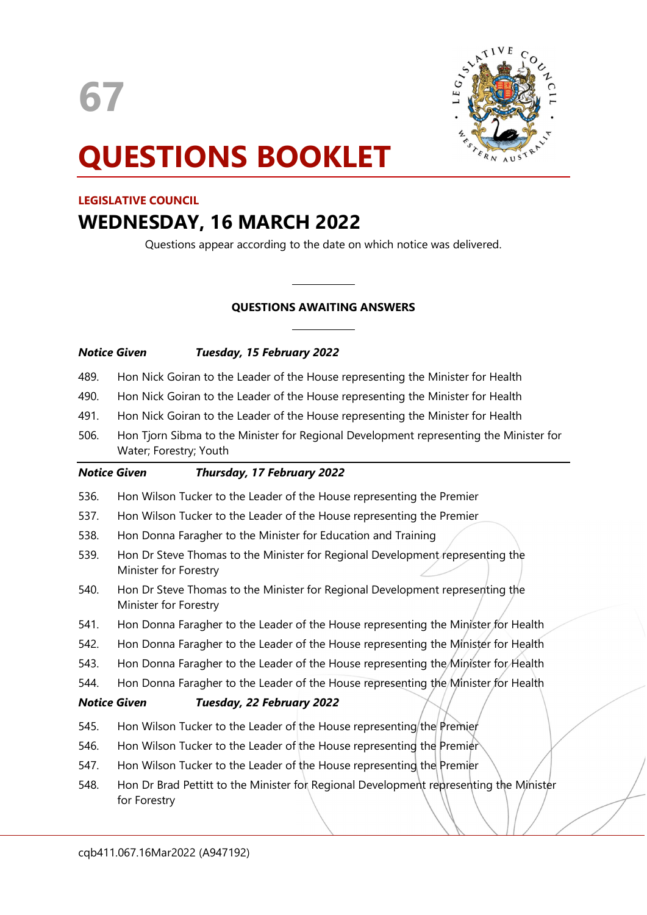# 67

# QUESTIONS BOOKLET

**LEGISLATIVE COUNCIL**

## WEDNESDAY, 16 MARCH 2022

Questions appear according to the date on which notice was delivered.

---

**QUESTIONS AWAITING ANSWERS**

---

***Notice Given*** ***Tuesday, 15 February 2022***

489. Hon Nick Goiran to the Leader of the House representing the Minister for Health
490. Hon Nick Goiran to the Leader of the House representing the Minister for Health
491. Hon Nick Goiran to the Leader of the House representing the Minister for Health
506. Hon Tjorn Sibma to the Minister for Regional Development representing the Minister for Water; Forestry; Youth

***Notice Given*** ***Thursday, 17 February 2022***

536. Hon Wilson Tucker to the Leader of the House representing the Premier
537. Hon Wilson Tucker to the Leader of the House representing the Premier
538. Hon Donna Faragher to the Minister for Education and Training
539. Hon Dr Steve Thomas to the Minister for Regional Development representing the Minister for Forestry
540. Hon Dr Steve Thomas to the Minister for Regional Development representing the Minister for Forestry
541. Hon Donna Faragher to the Leader of the House representing the Minister for Health
542. Hon Donna Faragher to the Leader of the House representing the Minister for Health
543. Hon Donna Faragher to the Leader of the House representing the Minister for Health
544. Hon Donna Faragher to the Leader of the House representing the Minister for Health

***Notice Given*** ***Tuesday, 22 February 2022***

545. Hon Wilson Tucker to the Leader of the House representing the Premier
546. Hon Wilson Tucker to the Leader of the House representing the Premier
547. Hon Wilson Tucker to the Leader of the House representing the Premier
548. Hon Dr Brad Pettitt to the Minister for Regional Development representing the Minister for Forestry

cqb411.067.16Mar2022 (A947192)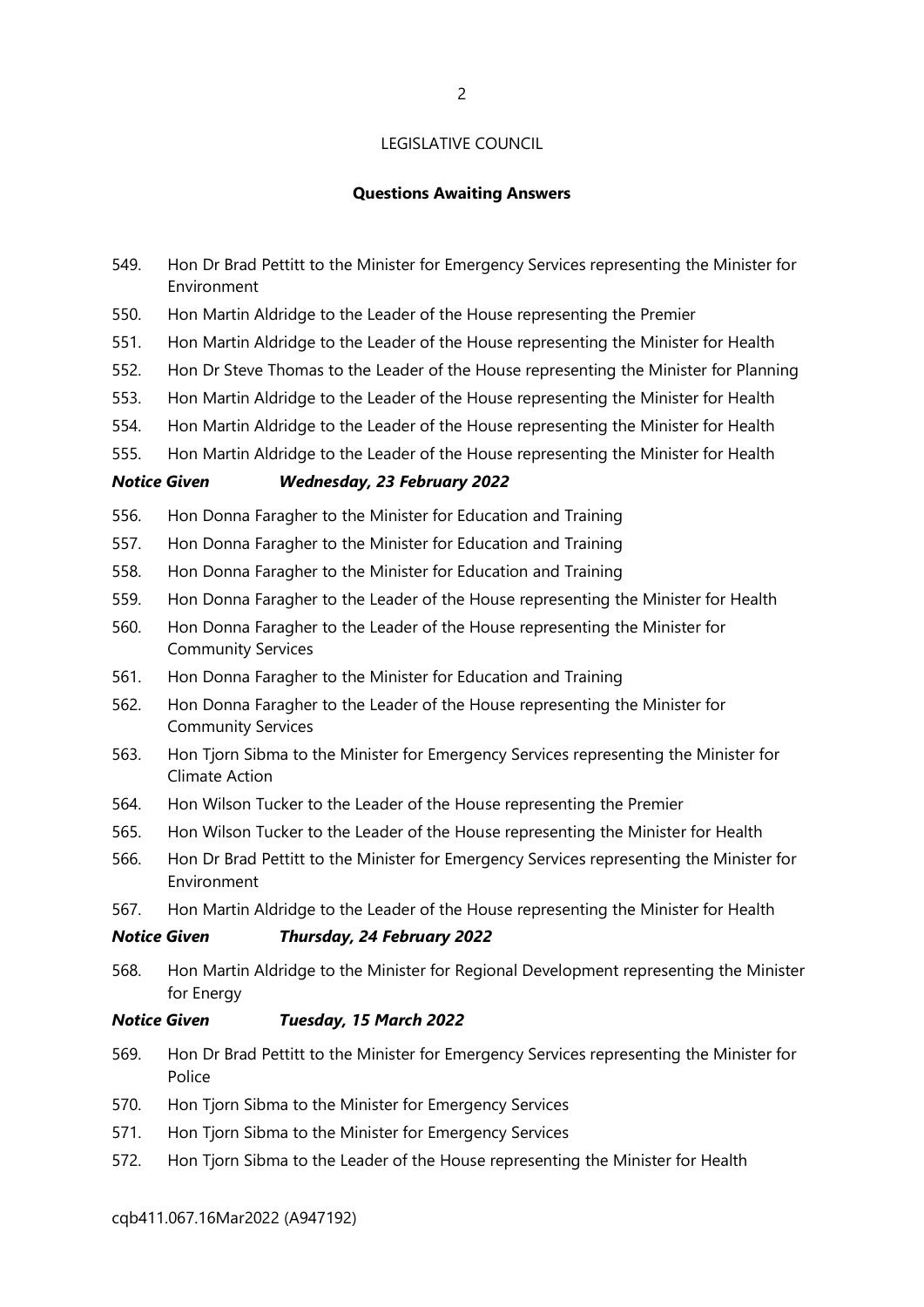LEGISLATIVE COUNCIL

## Questions Awaiting Answers

549. Hon Dr Brad Pettitt to the Minister for Emergency Services representing the Minister for Environment
550. Hon Martin Aldridge to the Leader of the House representing the Premier
551. Hon Martin Aldridge to the Leader of the House representing the Minister for Health
552. Hon Dr Steve Thomas to the Leader of the House representing the Minister for Planning
553. Hon Martin Aldridge to the Leader of the House representing the Minister for Health
554. Hon Martin Aldridge to the Leader of the House representing the Minister for Health
555. Hon Martin Aldridge to the Leader of the House representing the Minister for Health

***Notice Given Wednesday, 23 February 2022***

556. Hon Donna Faragher to the Minister for Education and Training
557. Hon Donna Faragher to the Minister for Education and Training
558. Hon Donna Faragher to the Minister for Education and Training
559. Hon Donna Faragher to the Leader of the House representing the Minister for Health
560. Hon Donna Faragher to the Leader of the House representing the Minister for Community Services
561. Hon Donna Faragher to the Minister for Education and Training
562. Hon Donna Faragher to the Leader of the House representing the Minister for Community Services
563. Hon Tjorn Sibma to the Minister for Emergency Services representing the Minister for Climate Action
564. Hon Wilson Tucker to the Leader of the House representing the Premier
565. Hon Wilson Tucker to the Leader of the House representing the Minister for Health
566. Hon Dr Brad Pettitt to the Minister for Emergency Services representing the Minister for Environment
567. Hon Martin Aldridge to the Leader of the House representing the Minister for Health

***Notice Given Thursday, 24 February 2022***

568. Hon Martin Aldridge to the Minister for Regional Development representing the Minister for Energy

***Notice Given Tuesday, 15 March 2022***

569. Hon Dr Brad Pettitt to the Minister for Emergency Services representing the Minister for Police
570. Hon Tjorn Sibma to the Minister for Emergency Services
571. Hon Tjorn Sibma to the Minister for Emergency Services
572. Hon Tjorn Sibma to the Leader of the House representing the Minister for Health

cqb411.067.16Mar2022 (A947192)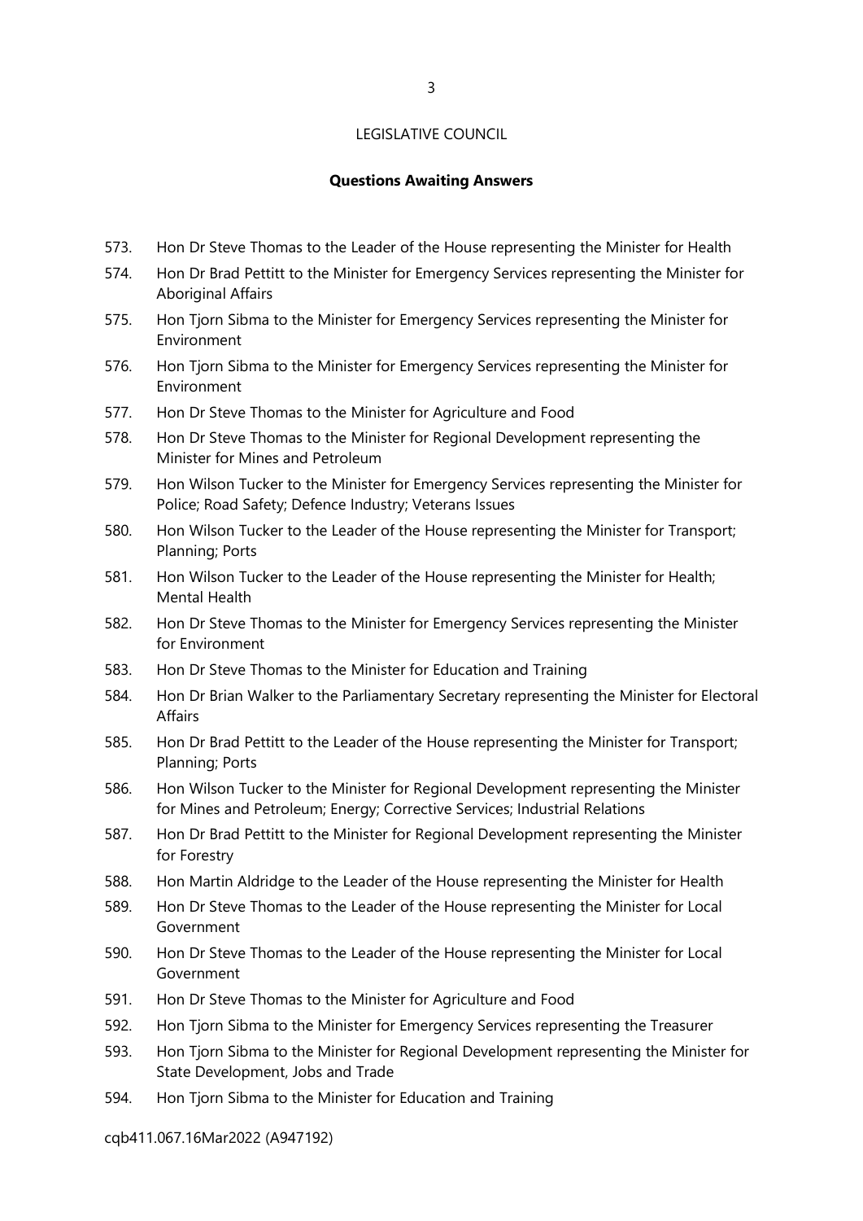LEGISLATIVE COUNCIL

**Questions Awaiting Answers**

573. Hon Dr Steve Thomas to the Leader of the House representing the Minister for Health
574. Hon Dr Brad Pettitt to the Minister for Emergency Services representing the Minister for Aboriginal Affairs
575. Hon Tjorn Sibma to the Minister for Emergency Services representing the Minister for Environment
576. Hon Tjorn Sibma to the Minister for Emergency Services representing the Minister for Environment
577. Hon Dr Steve Thomas to the Minister for Agriculture and Food
578. Hon Dr Steve Thomas to the Minister for Regional Development representing the Minister for Mines and Petroleum
579. Hon Wilson Tucker to the Minister for Emergency Services representing the Minister for Police; Road Safety; Defence Industry; Veterans Issues
580. Hon Wilson Tucker to the Leader of the House representing the Minister for Transport; Planning; Ports
581. Hon Wilson Tucker to the Leader of the House representing the Minister for Health; Mental Health
582. Hon Dr Steve Thomas to the Minister for Emergency Services representing the Minister for Environment
583. Hon Dr Steve Thomas to the Minister for Education and Training
584. Hon Dr Brian Walker to the Parliamentary Secretary representing the Minister for Electoral Affairs
585. Hon Dr Brad Pettitt to the Leader of the House representing the Minister for Transport; Planning; Ports
586. Hon Wilson Tucker to the Minister for Regional Development representing the Minister for Mines and Petroleum; Energy; Corrective Services; Industrial Relations
587. Hon Dr Brad Pettitt to the Minister for Regional Development representing the Minister for Forestry
588. Hon Martin Aldridge to the Leader of the House representing the Minister for Health
589. Hon Dr Steve Thomas to the Leader of the House representing the Minister for Local Government
590. Hon Dr Steve Thomas to the Leader of the House representing the Minister for Local Government
591. Hon Dr Steve Thomas to the Minister for Agriculture and Food
592. Hon Tjorn Sibma to the Minister for Emergency Services representing the Treasurer
593. Hon Tjorn Sibma to the Minister for Regional Development representing the Minister for State Development, Jobs and Trade
594. Hon Tjorn Sibma to the Minister for Education and Training

cqb411.067.16Mar2022 (A947192)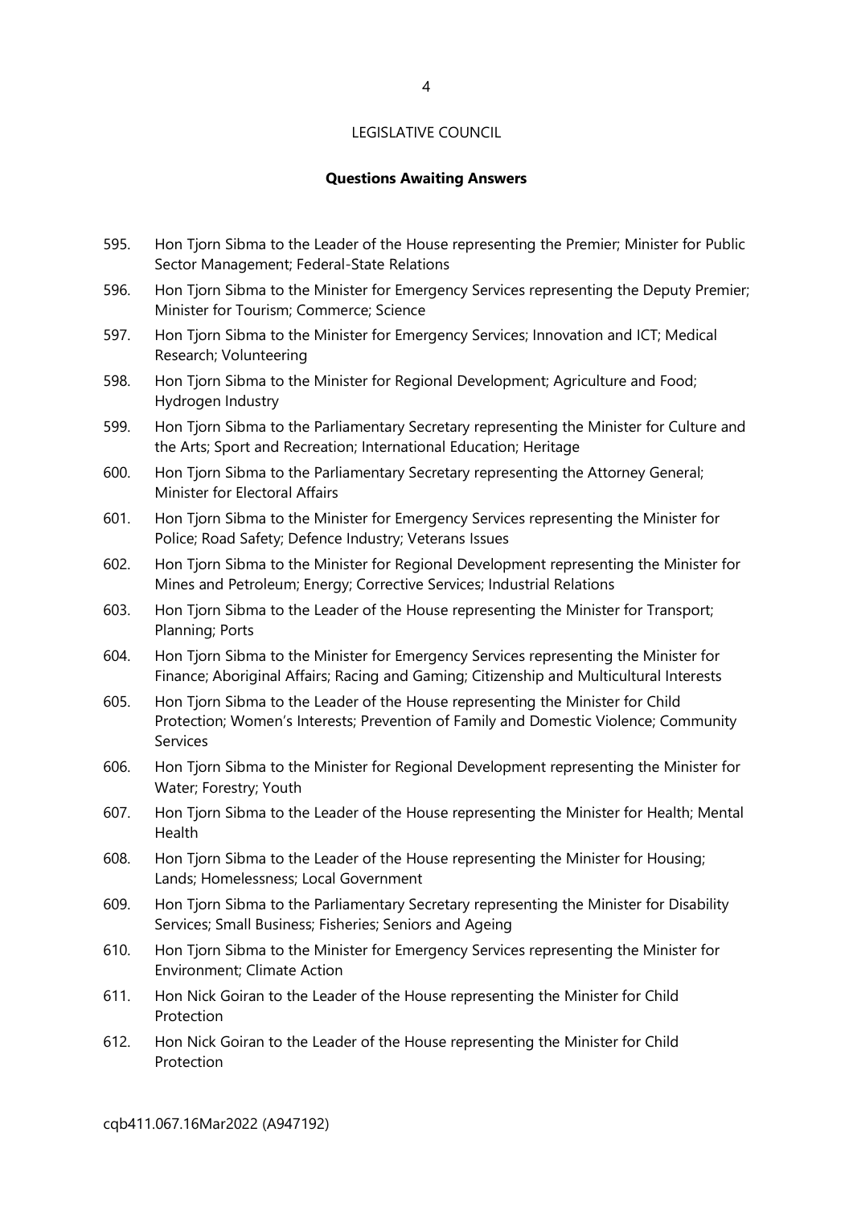LEGISLATIVE COUNCIL

## Questions Awaiting Answers

595. Hon Tjorn Sibma to the Leader of the House representing the Premier; Minister for Public Sector Management; Federal-State Relations
596. Hon Tjorn Sibma to the Minister for Emergency Services representing the Deputy Premier; Minister for Tourism; Commerce; Science
597. Hon Tjorn Sibma to the Minister for Emergency Services; Innovation and ICT; Medical Research; Volunteering
598. Hon Tjorn Sibma to the Minister for Regional Development; Agriculture and Food; Hydrogen Industry
599. Hon Tjorn Sibma to the Parliamentary Secretary representing the Minister for Culture and the Arts; Sport and Recreation; International Education; Heritage
600. Hon Tjorn Sibma to the Parliamentary Secretary representing the Attorney General; Minister for Electoral Affairs
601. Hon Tjorn Sibma to the Minister for Emergency Services representing the Minister for Police; Road Safety; Defence Industry; Veterans Issues
602. Hon Tjorn Sibma to the Minister for Regional Development representing the Minister for Mines and Petroleum; Energy; Corrective Services; Industrial Relations
603. Hon Tjorn Sibma to the Leader of the House representing the Minister for Transport; Planning; Ports
604. Hon Tjorn Sibma to the Minister for Emergency Services representing the Minister for Finance; Aboriginal Affairs; Racing and Gaming; Citizenship and Multicultural Interests
605. Hon Tjorn Sibma to the Leader of the House representing the Minister for Child Protection; Women's Interests; Prevention of Family and Domestic Violence; Community Services
606. Hon Tjorn Sibma to the Minister for Regional Development representing the Minister for Water; Forestry; Youth
607. Hon Tjorn Sibma to the Leader of the House representing the Minister for Health; Mental Health
608. Hon Tjorn Sibma to the Leader of the House representing the Minister for Housing; Lands; Homelessness; Local Government
609. Hon Tjorn Sibma to the Parliamentary Secretary representing the Minister for Disability Services; Small Business; Fisheries; Seniors and Ageing
610. Hon Tjorn Sibma to the Minister for Emergency Services representing the Minister for Environment; Climate Action
611. Hon Nick Goiran to the Leader of the House representing the Minister for Child Protection
612. Hon Nick Goiran to the Leader of the House representing the Minister for Child Protection

cqb411.067.16Mar2022 (A947192)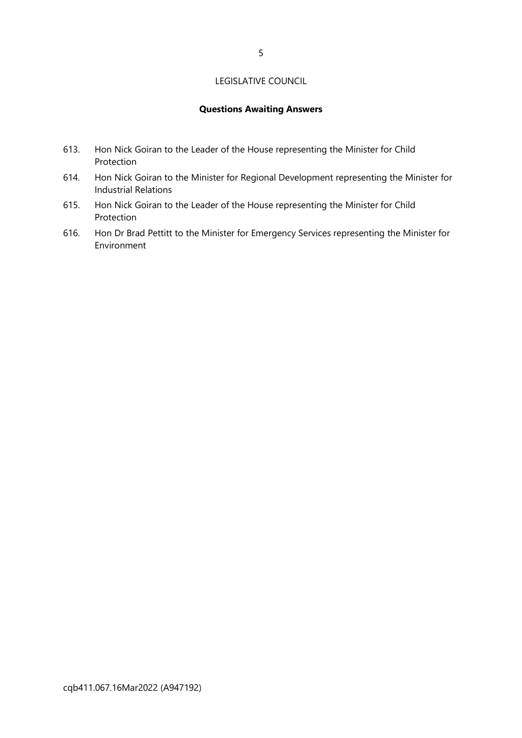LEGISLATIVE COUNCIL

## Questions Awaiting Answers

613. Hon Nick Goiran to the Leader of the House representing the Minister for Child Protection
614. Hon Nick Goiran to the Minister for Regional Development representing the Minister for Industrial Relations
615. Hon Nick Goiran to the Leader of the House representing the Minister for Child Protection
616. Hon Dr Brad Pettitt to the Minister for Emergency Services representing the Minister for Environment

cqb411.067.16Mar2022 (A947192)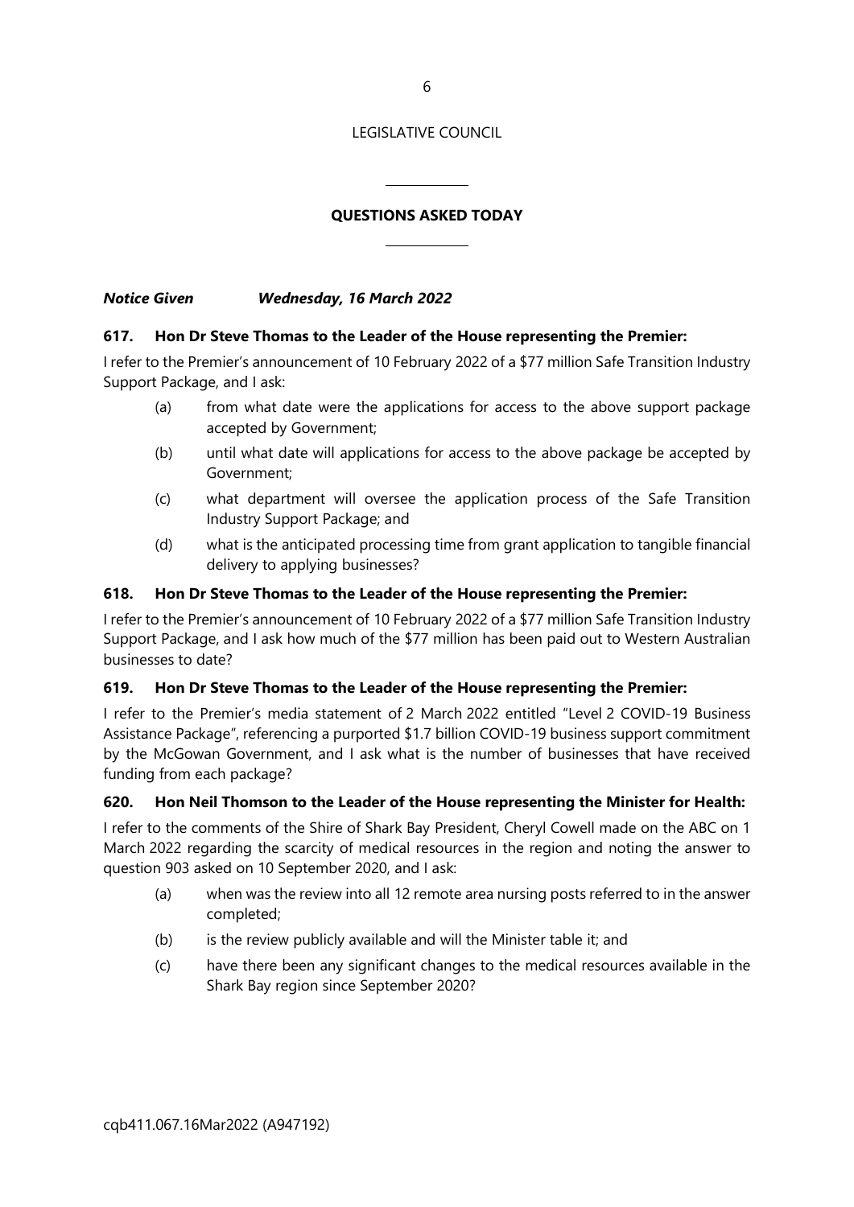LEGISLATIVE COUNCIL

## QUESTIONS ASKED TODAY

***Notice Given Wednesday, 16 March 2022***

**617. Hon Dr Steve Thomas to the Leader of the House representing the Premier:**

I refer to the Premier's announcement of 10 February 2022 of a $77 million Safe Transition Industry Support Package, and I ask:

(a) from what date were the applications for access to the above support package accepted by Government;

(b) until what date will applications for access to the above package be accepted by Government;

(c) what department will oversee the application process of the Safe Transition Industry Support Package; and

(d) what is the anticipated processing time from grant application to tangible financial delivery to applying businesses?

**618. Hon Dr Steve Thomas to the Leader of the House representing the Premier:**

I refer to the Premier's announcement of 10 February 2022 of a $77 million Safe Transition Industry Support Package, and I ask how much of the $77 million has been paid out to Western Australian businesses to date?

**619. Hon Dr Steve Thomas to the Leader of the House representing the Premier:**

I refer to the Premier's media statement of 2 March 2022 entitled "Level 2 COVID-19 Business Assistance Package", referencing a purported $1.7 billion COVID-19 business support commitment by the McGowan Government, and I ask what is the number of businesses that have received funding from each package?

**620. Hon Neil Thomson to the Leader of the House representing the Minister for Health:**

I refer to the comments of the Shire of Shark Bay President, Cheryl Cowell made on the ABC on 1 March 2022 regarding the scarcity of medical resources in the region and noting the answer to question 903 asked on 10 September 2020, and I ask:

(a) when was the review into all 12 remote area nursing posts referred to in the answer completed;

(b) is the review publicly available and will the Minister table it; and

(c) have there been any significant changes to the medical resources available in the Shark Bay region since September 2020?

cqb411.067.16Mar2022 (A947192)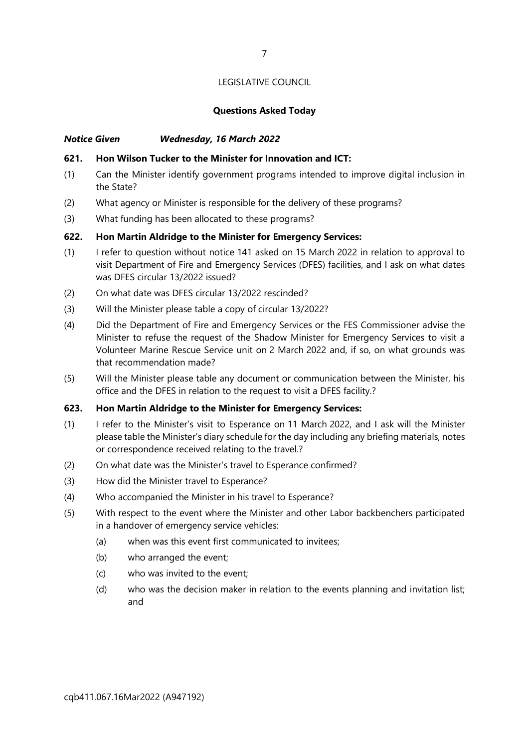LEGISLATIVE COUNCIL

**Questions Asked Today**

***Notice Given Wednesday, 16 March 2022***

**621. Hon Wilson Tucker to the Minister for Innovation and ICT:**

(1) Can the Minister identify government programs intended to improve digital inclusion in the State?

(2) What agency or Minister is responsible for the delivery of these programs?

(3) What funding has been allocated to these programs?

**622. Hon Martin Aldridge to the Minister for Emergency Services:**

(1) I refer to question without notice 141 asked on 15 March 2022 in relation to approval to visit Department of Fire and Emergency Services (DFES) facilities, and I ask on what dates was DFES circular 13/2022 issued?

(2) On what date was DFES circular 13/2022 rescinded?

(3) Will the Minister please table a copy of circular 13/2022?

(4) Did the Department of Fire and Emergency Services or the FES Commissioner advise the Minister to refuse the request of the Shadow Minister for Emergency Services to visit a Volunteer Marine Rescue Service unit on 2 March 2022 and, if so, on what grounds was that recommendation made?

(5) Will the Minister please table any document or communication between the Minister, his office and the DFES in relation to the request to visit a DFES facility.?

**623. Hon Martin Aldridge to the Minister for Emergency Services:**

(1) I refer to the Minister's visit to Esperance on 11 March 2022, and I ask will the Minister please table the Minister's diary schedule for the day including any briefing materials, notes or correspondence received relating to the travel.?

(2) On what date was the Minister's travel to Esperance confirmed?

(3) How did the Minister travel to Esperance?

(4) Who accompanied the Minister in his travel to Esperance?

(5) With respect to the event where the Minister and other Labor backbenchers participated in a handover of emergency service vehicles:

   (a) when was this event first communicated to invitees;

   (b) who arranged the event;

   (c) who was invited to the event;

   (d) who was the decision maker in relation to the events planning and invitation list; and

cqb411.067.16Mar2022 (A947192)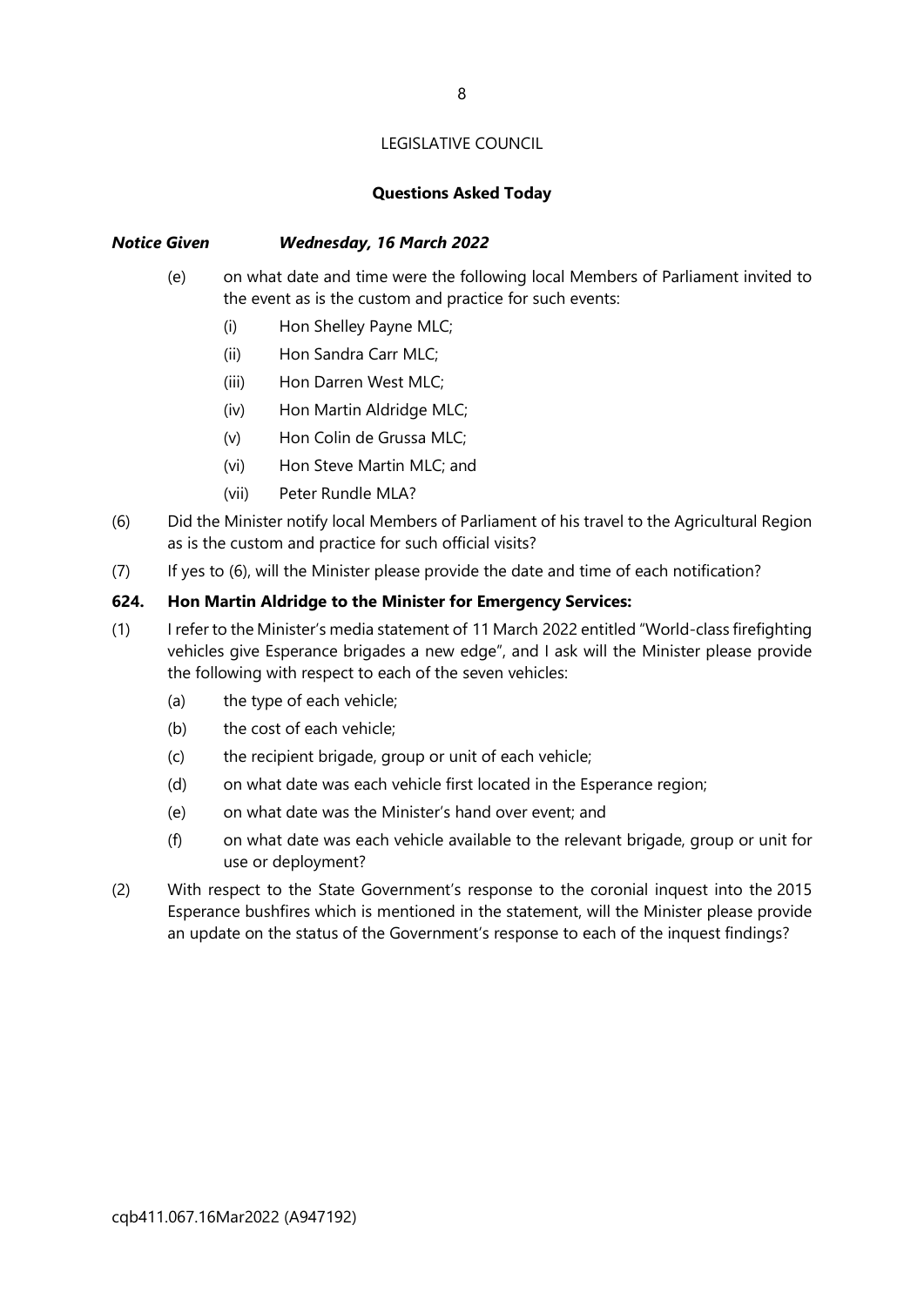LEGISLATIVE COUNCIL

**Questions Asked Today**

***Notice Given Wednesday, 16 March 2022***

- (e) on what date and time were the following local Members of Parliament invited to the event as is the custom and practice for such events:
  - (i) Hon Shelley Payne MLC;
  - (ii) Hon Sandra Carr MLC;
  - (iii) Hon Darren West MLC;
  - (iv) Hon Martin Aldridge MLC;
  - (v) Hon Colin de Grussa MLC;
  - (vi) Hon Steve Martin MLC; and
  - (vii) Peter Rundle MLA?

(6) Did the Minister notify local Members of Parliament of his travel to the Agricultural Region as is the custom and practice for such official visits?

(7) If yes to (6), will the Minister please provide the date and time of each notification?

**624. Hon Martin Aldridge to the Minister for Emergency Services:**

(1) I refer to the Minister's media statement of 11 March 2022 entitled "World-class firefighting vehicles give Esperance brigades a new edge", and I ask will the Minister please provide the following with respect to each of the seven vehicles:

- (a) the type of each vehicle;
- (b) the cost of each vehicle;
- (c) the recipient brigade, group or unit of each vehicle;
- (d) on what date was each vehicle first located in the Esperance region;
- (e) on what date was the Minister's hand over event; and
- (f) on what date was each vehicle available to the relevant brigade, group or unit for use or deployment?

(2) With respect to the State Government's response to the coronial inquest into the 2015 Esperance bushfires which is mentioned in the statement, will the Minister please provide an update on the status of the Government's response to each of the inquest findings?

cqb411.067.16Mar2022 (A947192)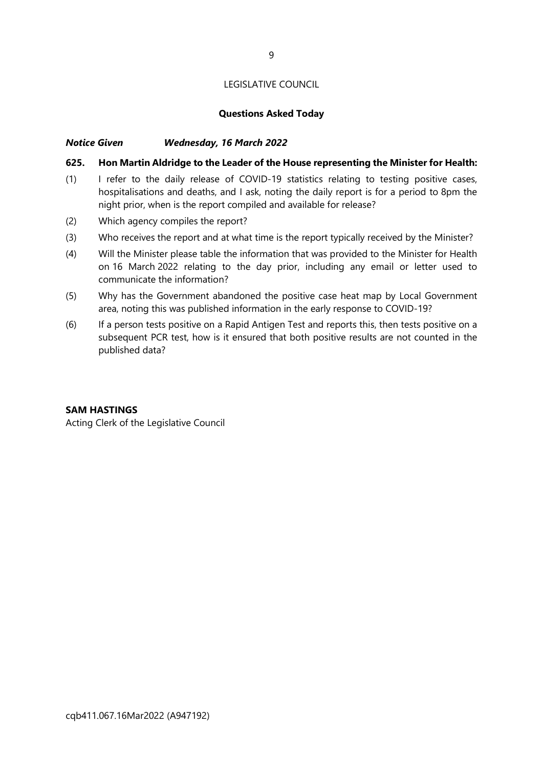LEGISLATIVE COUNCIL

**Questions Asked Today**

***Notice Given Wednesday, 16 March 2022***

**625. Hon Martin Aldridge to the Leader of the House representing the Minister for Health:**

(1) I refer to the daily release of COVID-19 statistics relating to testing positive cases, hospitalisations and deaths, and I ask, noting the daily report is for a period to 8pm the night prior, when is the report compiled and available for release?

(2) Which agency compiles the report?

(3) Who receives the report and at what time is the report typically received by the Minister?

(4) Will the Minister please table the information that was provided to the Minister for Health on 16 March 2022 relating to the day prior, including any email or letter used to communicate the information?

(5) Why has the Government abandoned the positive case heat map by Local Government area, noting this was published information in the early response to COVID-19?

(6) If a person tests positive on a Rapid Antigen Test and reports this, then tests positive on a subsequent PCR test, how is it ensured that both positive results are not counted in the published data?

**SAM HASTINGS**
Acting Clerk of the Legislative Council

cqb411.067.16Mar2022 (A947192)